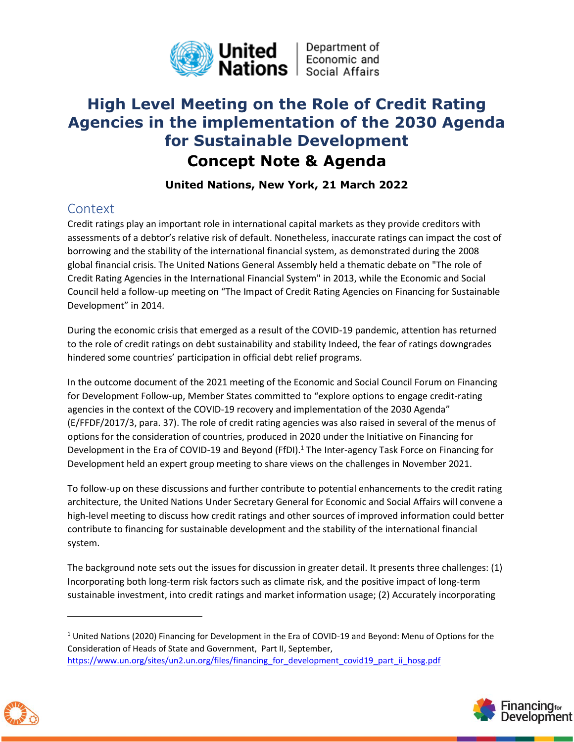# High Level Meeting on the Role of Credit Rating Agencies in the implementation of the 2030 Agenda for Sustainable Development

## Concept Note & Agenda

**United Nations, New York, 21 March 2022**

## Context

Credit ratings play an important role in international capital markets as they provide creditors with assessments of a debtor's relative risk of default. Nonetheless, inaccurate ratings can impact the cost of borrowing and the stability of the international financial system, as demonstrated during the 2008 global financial crisis. The United Nations General Assembly held a thematic debate on "The role of Credit Rating Agencies in the International Financial System" in 2013, while the Economic and Social Council held a follow-up meeting on "The Impact of Credit Rating Agencies on Financing for Sustainable Development" in 2014.

During the economic crisis that emerged as a result of the COVID-19 pandemic, attention has returned to the role of credit ratings on debt sustainability and stability Indeed, the fear of ratings downgrades hindered some countries' participation in official debt relief programs.

In the outcome document of the 2021 meeting of the Economic and Social Council Forum on Financing for Development Follow-up, Member States committed to "explore options to engage credit-rating agencies in the context of the COVID-19 recovery and implementation of the 2030 Agenda" (E/FFDF/2017/3, para. 37). The role of credit rating agencies was also raised in several of the menus of options for the consideration of countries, produced in 2020 under the Initiative on Financing for Development in the Era of COVID-19 and Beyond (FfDI).[1] The Inter-agency Task Force on Financing for Development held an expert group meeting to share views on the challenges in November 2021.

To follow-up on these discussions and further contribute to potential enhancements to the credit rating architecture, the United Nations Under Secretary General for Economic and Social Affairs will convene a high-level meeting to discuss how credit ratings and other sources of improved information could better contribute to financing for sustainable development and the stability of the international financial system.

The background note sets out the issues for discussion in greater detail. It presents three challenges: (1) Incorporating both long-term risk factors such as climate risk, and the positive impact of long-term sustainable investment, into credit ratings and market information usage; (2) Accurately incorporating

---

[1] United Nations (2020) Financing for Development in the Era of COVID-19 and Beyond: Menu of Options for the Consideration of Heads of State and Government, Part II, September, https://www.un.org/sites/un2.un.org/files/financing_for_development_covid19_part_ii_hosg.pdf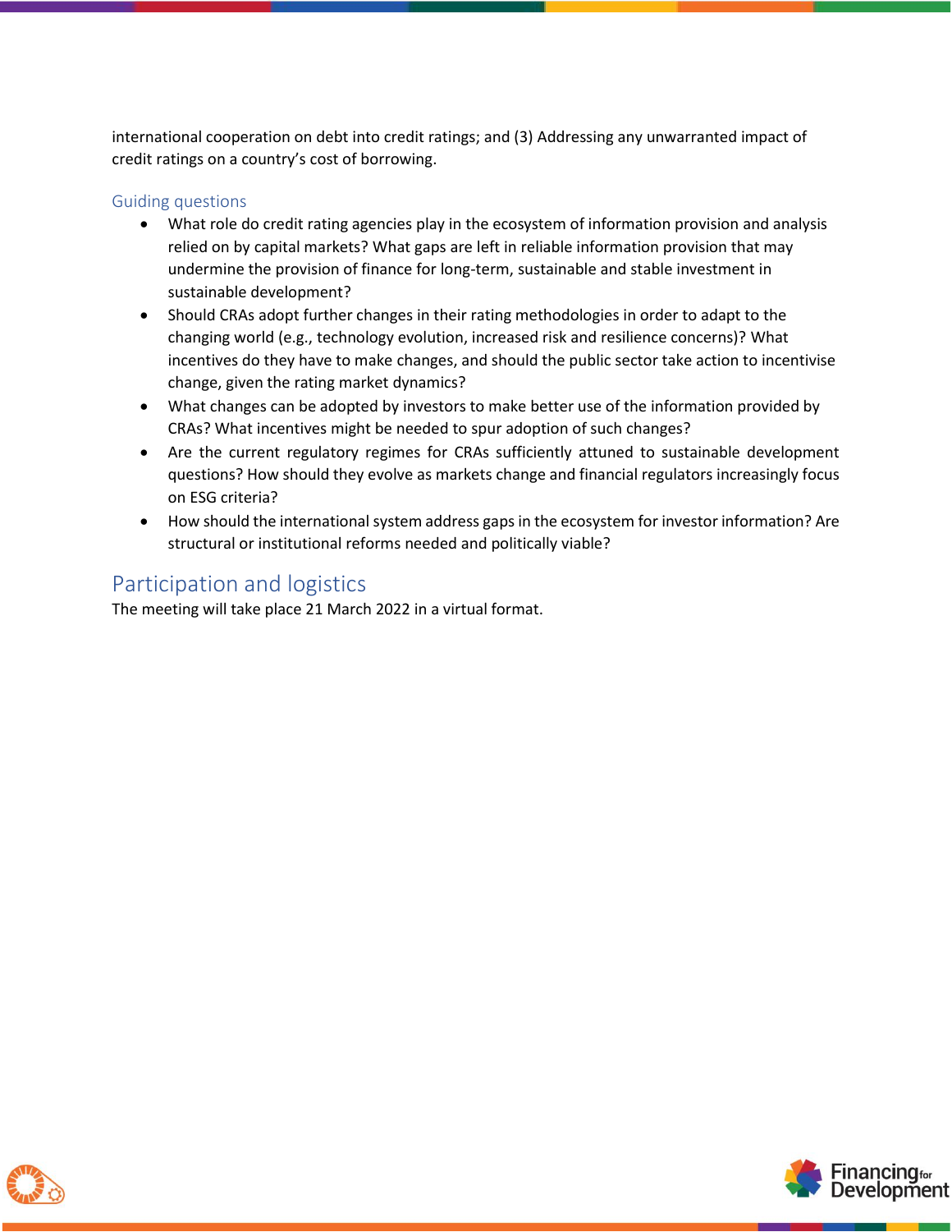international cooperation on debt into credit ratings; and (3) Addressing any unwarranted impact of credit ratings on a country's cost of borrowing.

### Guiding questions

- What role do credit rating agencies play in the ecosystem of information provision and analysis relied on by capital markets? What gaps are left in reliable information provision that may undermine the provision of finance for long-term, sustainable and stable investment in sustainable development?
- Should CRAs adopt further changes in their rating methodologies in order to adapt to the changing world (e.g., technology evolution, increased risk and resilience concerns)? What incentives do they have to make changes, and should the public sector take action to incentivise change, given the rating market dynamics?
- What changes can be adopted by investors to make better use of the information provided by CRAs? What incentives might be needed to spur adoption of such changes?
- Are the current regulatory regimes for CRAs sufficiently attuned to sustainable development questions? How should they evolve as markets change and financial regulators increasingly focus on ESG criteria?
- How should the international system address gaps in the ecosystem for investor information? Are structural or institutional reforms needed and politically viable?

## Participation and logistics

The meeting will take place 21 March 2022 in a virtual format.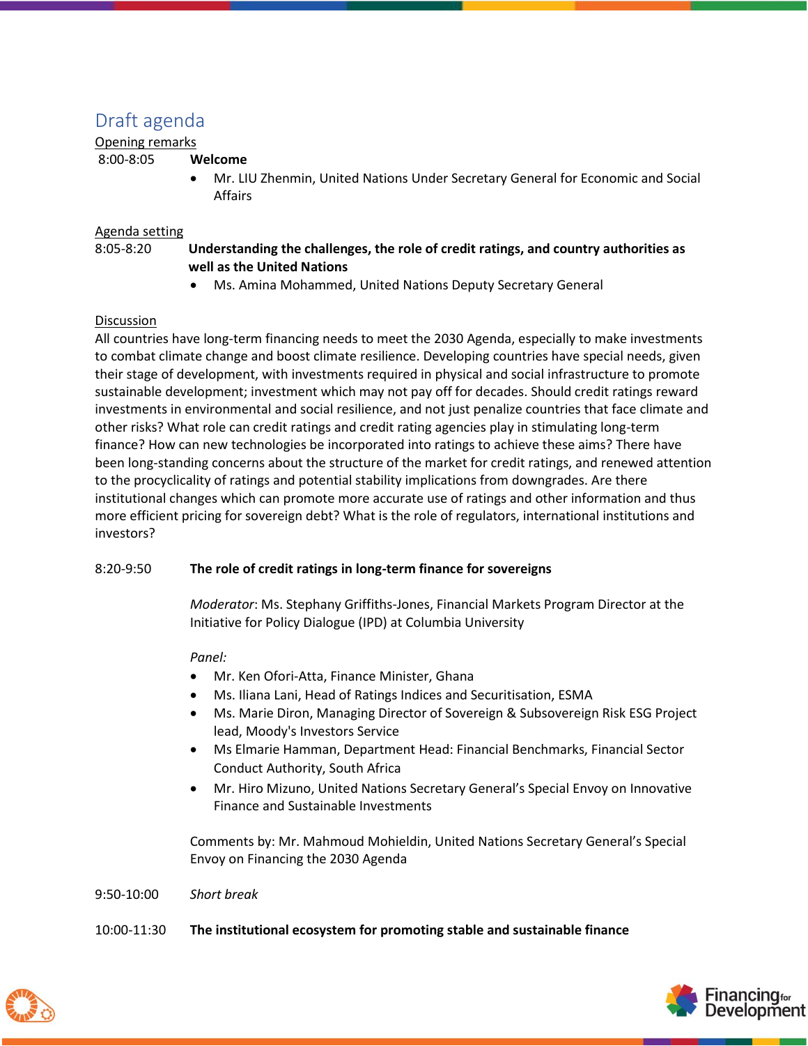## Draft agenda

Opening remarks

8:00-8:05 **Welcome**

- Mr. LIU Zhenmin, United Nations Under Secretary General for Economic and Social Affairs

Agenda setting

8:05-8:20 **Understanding the challenges, the role of credit ratings, and country authorities as well as the United Nations**

- Ms. Amina Mohammed, United Nations Deputy Secretary General

Discussion

All countries have long-term financing needs to meet the 2030 Agenda, especially to make investments to combat climate change and boost climate resilience. Developing countries have special needs, given their stage of development, with investments required in physical and social infrastructure to promote sustainable development; investment which may not pay off for decades. Should credit ratings reward investments in environmental and social resilience, and not just penalize countries that face climate and other risks? What role can credit ratings and credit rating agencies play in stimulating long-term finance? How can new technologies be incorporated into ratings to achieve these aims? There have been long-standing concerns about the structure of the market for credit ratings, and renewed attention to the procyclicality of ratings and potential stability implications from downgrades. Are there institutional changes which can promote more accurate use of ratings and other information and thus more efficient pricing for sovereign debt? What is the role of regulators, international institutions and investors?

8:20-9:50 **The role of credit ratings in long-term finance for sovereigns**

*Moderator*: Ms. Stephany Griffiths-Jones, Financial Markets Program Director at the Initiative for Policy Dialogue (IPD) at Columbia University

*Panel:*

- Mr. Ken Ofori-Atta, Finance Minister, Ghana
- Ms. Iliana Lani, Head of Ratings Indices and Securitisation, ESMA
- Ms. Marie Diron, Managing Director of Sovereign & Subsovereign Risk ESG Project lead, Moody's Investors Service
- Ms Elmarie Hamman, Department Head: Financial Benchmarks, Financial Sector Conduct Authority, South Africa
- Mr. Hiro Mizuno, United Nations Secretary General's Special Envoy on Innovative Finance and Sustainable Investments

Comments by: Mr. Mahmoud Mohieldin, United Nations Secretary General's Special Envoy on Financing the 2030 Agenda

9:50-10:00 *Short break*

10:00-11:30 **The institutional ecosystem for promoting stable and sustainable finance**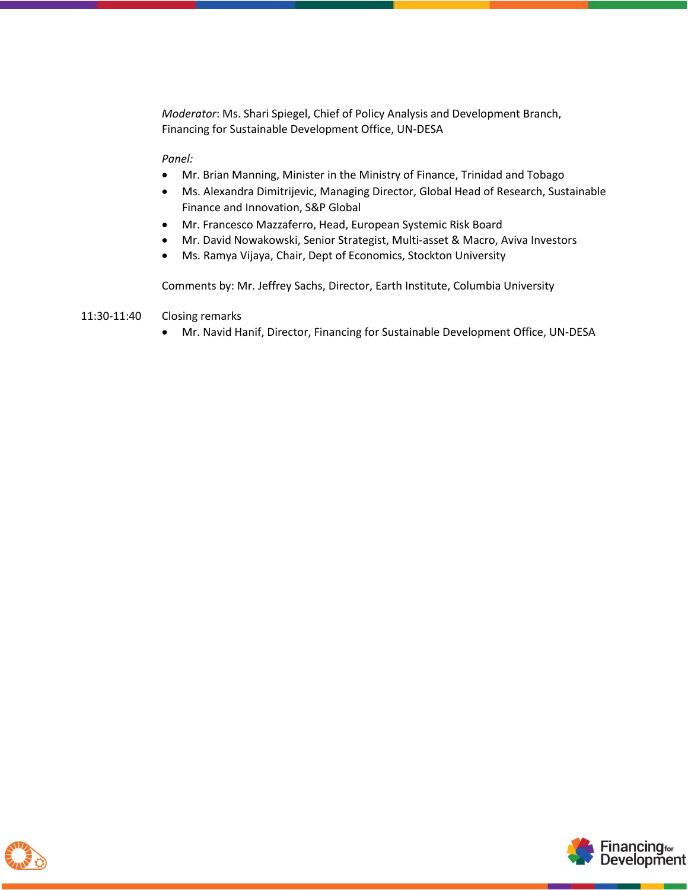*Moderator*: Ms. Shari Spiegel, Chief of Policy Analysis and Development Branch, Financing for Sustainable Development Office, UN-DESA

*Panel:*

- Mr. Brian Manning, Minister in the Ministry of Finance, Trinidad and Tobago
- Ms. Alexandra Dimitrijevic, Managing Director, Global Head of Research, Sustainable Finance and Innovation, S&P Global
- Mr. Francesco Mazzaferro, Head, European Systemic Risk Board
- Mr. David Nowakowski, Senior Strategist, Multi-asset & Macro, Aviva Investors
- Ms. Ramya Vijaya, Chair, Dept of Economics, Stockton University

Comments by: Mr. Jeffrey Sachs, Director, Earth Institute, Columbia University

11:30-11:40 Closing remarks

- Mr. Navid Hanif, Director, Financing for Sustainable Development Office, UN-DESA